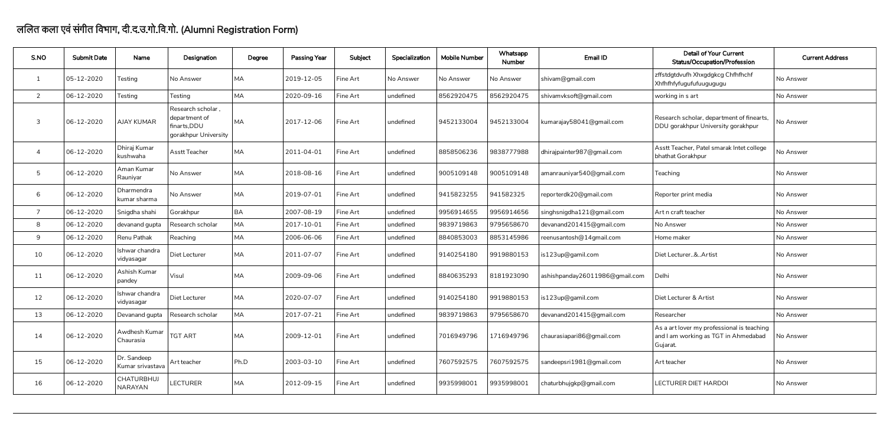# ललित कला एवं संगीत विभाग, दी.द.उ.गो.वि.गो. (Alumni Registration Form)

| S.NO | Submit Date | Name | Designation | Degree | Passing Year | Subject | Specialization | Mobile Number | Whatsapp Number | Email ID | Detail of Your Current Status/Occupation/Profession | Current Address |
|---|---|---|---|---|---|---|---|---|---|---|---|---|
| 1 | 05-12-2020 | Testing | No Answer | MA | 2019-12-05 | Fine Art | No Answer | No Answer | No Answer | shivam@gmail.com | zffstdgtdvufh Xhxgdgkcg Chfhfhchf Xhfhfhfyfugufufuugugugu | No Answer |
| 2 | 06-12-2020 | Testing | Testing | MA | 2020-09-16 | Fine Art | undefined | 8562920475 | 8562920475 | shivamvksoft@gmail.com | working in s art | No Answer |
| 3 | 06-12-2020 | AJAY KUMAR | Research scholar , department of finarts,DDU gorakhpur University | MA | 2017-12-06 | Fine Art | undefined | 9452133004 | 9452133004 | kumarajay58041@gmail.com | Research scholar, department of finearts, DDU gorakhpur University gorakhpur | No Answer |
| 4 | 06-12-2020 | Dhiraj Kumar kushwaha | Asstt Teacher | MA | 2011-04-01 | Fine Art | undefined | 8858506236 | 9838777988 | dhirajpainter987@gmail.com | Asstt Teacher, Patel smarak Intet college bhathat Gorakhpur | No Answer |
| 5 | 06-12-2020 | Aman Kumar Rauniyar | No Answer | MA | 2018-08-16 | Fine Art | undefined | 9005109148 | 9005109148 | amanrauniyar540@gmail.com | Teaching | No Answer |
| 6 | 06-12-2020 | Dharmendra kumar sharma | No Answer | MA | 2019-07-01 | Fine Art | undefined | 9415823255 | 941582325 | reporterdk20@gmail.com | Reporter print media | No Answer |
| 7 | 06-12-2020 | Snigdha shahi | Gorakhpur | BA | 2007-08-19 | Fine Art | undefined | 9956914655 | 9956914656 | singhsnigdha121@gmail.com | Art n craft teacher | No Answer |
| 8 | 06-12-2020 | devanand gupta | Research scholar | MA | 2017-10-01 | Fine Art | undefined | 9839719863 | 9795658670 | devanand201415@gmail.com | No Answer | No Answer |
| 9 | 06-12-2020 | Renu Pathak | Reaching | MA | 2006-06-06 | Fine Art | undefined | 8840853003 | 8853145986 | reenusantosh@14gmail.com | Home maker | No Answer |
| 10 | 06-12-2020 | Ishwar chandra vidyasagar | Diet Lecturer | MA | 2011-07-07 | Fine Art | undefined | 9140254180 | 9919880153 | is123up@gamil.com | Diet Lecturer..&..Artist | No Answer |
| 11 | 06-12-2020 | Ashish Kumar pandey | Visul | MA | 2009-09-06 | Fine Art | undefined | 8840635293 | 8181923090 | ashishpanday26011986@gmail.com | Delhi | No Answer |
| 12 | 06-12-2020 | Ishwar chandra vidyasagar | Diet Lecturer | MA | 2020-07-07 | Fine Art | undefined | 9140254180 | 9919880153 | is123up@gamil.com | Diet Lecturer & Artist | No Answer |
| 13 | 06-12-2020 | Devanand gupta | Research scholar | MA | 2017-07-21 | Fine Art | undefined | 9839719863 | 9795658670 | devanand201415@gmail.com | Researcher | No Answer |
| 14 | 06-12-2020 | Awdhesh Kumar Chaurasia | TGT ART | MA | 2009-12-01 | Fine Art | undefined | 7016949796 | 1716949796 | chaurasiapari86@gmail.com | As a art lover my professional is teaching and I am working as TGT in Ahmedabad Gujarat. | No Answer |
| 15 | 06-12-2020 | Dr. Sandeep Kumar srivastava | Art teacher | Ph.D | 2003-03-10 | Fine Art | undefined | 7607592575 | 7607592575 | sandeepsri1981@gmail.com | Art teacher | No Answer |
| 16 | 06-12-2020 | CHATURBHUJ NARAYAN | LECTURER | MA | 2012-09-15 | Fine Art | undefined | 9935998001 | 9935998001 | chaturbhujgkp@gmail.com | LECTURER DIET HARDOI | No Answer |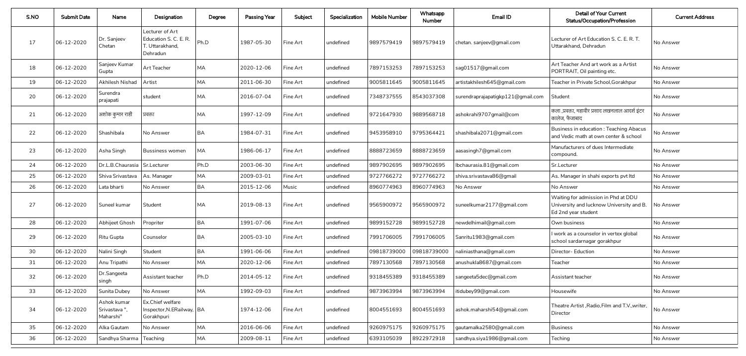| S.NO | Submit Date | Name | Designation | Degree | Passing Year | Subject | Specialization | Mobile Number | Whatsapp Number | Email ID | Detail of Your Current Status/Occupation/Profession | Current Address |
|---|---|---|---|---|---|---|---|---|---|---|---|---|
| 17 | 06-12-2020 | Dr. Sanjeev Chetan | Lecturer of Art Education S. C. E. R. T. Uttarakhand, Dehradun | Ph.D | 1987-05-30 | Fine Art | undefined | 9897579419 | 9897579419 | chetan. sanjeev@gmail.com | Lecturer of Art Education S. C. E. R. T. Uttarakhand, Dehradun | No Answer |
| 18 | 06-12-2020 | Sanjeev Kumar Gupta | Art Teacher | MA | 2020-12-06 | Fine Art | undefined | 7897153253 | 7897153253 | sag01517@gmail.com | Art Teacher And art work as a Artist PORTRAIT, Oil painting etc. | No Answer |
| 19 | 06-12-2020 | Akhilesh Nishad | Artist | MA | 2011-06-30 | Fine Art | undefined | 9005811645 | 9005811645 | artistakhilesh645@gmail.com | Teacher in Private School,Gorakhpur | No Answer |
| 20 | 06-12-2020 | Surendra prajapati | student | MA | 2016-07-04 | Fine Art | undefined | 7348737555 | 8543037308 | surendraprajapatigkp121@gmail.com | Student | No Answer |
| 21 | 06-12-2020 | अशोक कुमार राही | प्रवक्ता | MA | 1997-12-09 | Fine Art | undefined | 9721647930 | 9889568718 | ashokrahi9707gmail@com | कला ,प्रवक्ता, महावीर प्रसाद लखनलाल आदर्श इंटर कालेज, फैजाबाद | No Answer |
| 22 | 06-12-2020 | Shashibala | No Answer | BA | 1984-07-31 | Fine Art | undefined | 9453958910 | 9795364421 | shashibala2071@gmail.com | Business in education : Teaching Abacus and Vedic math at own center & school | No Answer |
| 23 | 06-12-2020 | Asha Singh | Bussiness women | MA | 1986-06-17 | Fine Art | undefined | 8888723659 | 8888723659 | aasasingh7@gmail.com | Manufacturers of dues Intermediate compound. | No Answer |
| 24 | 06-12-2020 | Dr.L.B.Chaurasia | Sr.Lecturer | Ph.D | 2003-06-30 | Fine Art | undefined | 9897902695 | 9897902695 | lbchaurasia.81@gmail.com | Sr.Lecturer | No Answer |
| 25 | 06-12-2020 | Shiva Srivastava | As. Manager | MA | 2009-03-01 | Fine Art | undefined | 9727766272 | 9727766272 | shiva.srivastava86@gmail | As. Manager in shahi exports pvt ltd | No Answer |
| 26 | 06-12-2020 | Lata bharti | No Answer | BA | 2015-12-06 | Music | undefined | 8960774963 | 8960774963 | No Answer | No Answer | No Answer |
| 27 | 06-12-2020 | Suneel kumar | Student | MA | 2019-08-13 | Fine Art | undefined | 9565900972 | 9565900972 | suneelkumar2177@gmail.com | Waiting for admission in Phd at DDU University and lucknow University and B. Ed 2nd year student | No Answer |
| 28 | 06-12-2020 | Abhijeet Ghosh | Propriter | BA | 1991-07-06 | Fine Art | undefined | 9899152728 | 9899152728 | newdelhimail@gmail.com | Own business | No Answer |
| 29 | 06-12-2020 | Ritu Gupta | Counselor | BA | 2005-03-10 | Fine Art | undefined | 7991706005 | 7991706005 | Sanritu1983@gmail.com | I work as a counselor in vertex global school sardarnagar gorakhpur | No Answer |
| 30 | 06-12-2020 | Nalini Singh | Student | BA | 1991-06-06 | Fine Art | undefined | 09818739000 | 09818739000 | naliniasthana@gmail.com | Director- Eduction | No Answer |
| 31 | 06-12-2020 | Anu Tripathi | No Answer | MA | 2020-12-06 | Fine Art | undefined | 7897130568 | 7897130568 | anushukla8687@gmail.com | Teacher | No Answer |
| 32 | 06-12-2020 | Dr.Sangeeta singh | Assistant teacher | Ph.D | 2014-05-12 | Fine Art | undefined | 9318455389 | 9318455389 | sangeeta5dec@gmail.com | Assistant teacher | No Answer |
| 33 | 06-12-2020 | Sunita Dubey | No Answer | MA | 1992-09-03 | Fine Art | undefined | 9873963994 | 9873963994 | itidubey99@gmail.com | Housewife | No Answer |
| 34 | 06-12-2020 | Ashok kumar Srivastava ", Maharshi" | Ex.Chief welfare Inspector,N.ERailway, Gorakhpuri | BA | 1974-12-06 | Fine Art | undefined | 8004551693 | 8004551693 | ashok.maharshi54@gmail.com | Theatre Artist ,Radio,Film and T.V.,writer, Director | No Answer |
| 35 | 06-12-2020 | Alka Gautam | No Answer | MA | 2016-06-06 | Fine Art | undefined | 9260975175 | 9260975175 | gautamalka2580@gmail.com | Business | No Answer |
| 36 | 06-12-2020 | Sandhya Sharma | Teaching | MA | 2009-08-11 | Fine Art | undefined | 6393105039 | 8922972918 | sandhya.siya1986@gmail.com | Teching | No Answer |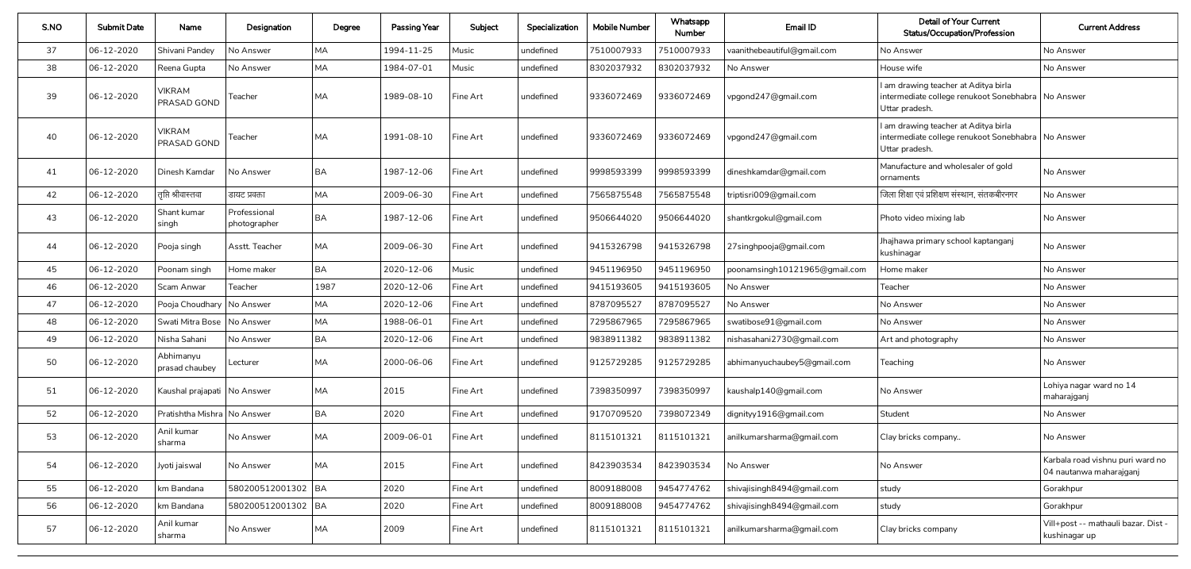| S.NO | Submit Date | Name | Designation | Degree | Passing Year | Subject | Specialization | Mobile Number | Whatsapp Number | Email ID | Detail of Your Current Status/Occupation/Profession | Current Address |
|---|---|---|---|---|---|---|---|---|---|---|---|---|
| 37 | 06-12-2020 | Shivani Pandey | No Answer | MA | 1994-11-25 | Music | undefined | 7510007933 | 7510007933 | vaanithebeautiful@gmail.com | No Answer | No Answer |
| 38 | 06-12-2020 | Reena Gupta | No Answer | MA | 1984-07-01 | Music | undefined | 8302037932 | 8302037932 | No Answer | House wife | No Answer |
| 39 | 06-12-2020 | VIKRAM PRASAD GOND | Teacher | MA | 1989-08-10 | Fine Art | undefined | 9336072469 | 9336072469 | vpgond247@gmail.com | I am drawing teacher at Aditya birla intermediate college renukoot Sonebhabra Uttar pradesh. | No Answer |
| 40 | 06-12-2020 | VIKRAM PRASAD GOND | Teacher | MA | 1991-08-10 | Fine Art | undefined | 9336072469 | 9336072469 | vpgond247@gmail.com | I am drawing teacher at Aditya birla intermediate college renukoot Sonebhabra Uttar pradesh. | No Answer |
| 41 | 06-12-2020 | Dinesh Kamdar | No Answer | BA | 1987-12-06 | Fine Art | undefined | 9998593399 | 9998593399 | dineshkamdar@gmail.com | Manufacture and wholesaler of gold ornaments | No Answer |
| 42 | 06-12-2020 | तृप्ति श्रीवास्तवा | डायट प्रवक्ता | MA | 2009-06-30 | Fine Art | undefined | 7565875548 | 7565875548 | triptisri009@gmail.com | जिला शिक्षा एवं प्रशिक्षण संस्थान, संतकबीरनगर | No Answer |
| 43 | 06-12-2020 | Shant kumar singh | Professional photographer | BA | 1987-12-06 | Fine Art | undefined | 9506644020 | 9506644020 | shantkrgokul@gmail.com | Photo video mixing lab | No Answer |
| 44 | 06-12-2020 | Pooja singh | Asstt. Teacher | MA | 2009-06-30 | Fine Art | undefined | 9415326798 | 9415326798 | 27singhpooja@gmail.com | Jhajhawa primary school kaptanganj kushinagar | No Answer |
| 45 | 06-12-2020 | Poonam singh | Home maker | BA | 2020-12-06 | Music | undefined | 9451196950 | 9451196950 | poonamsingh10121965@gmail.com | Home maker | No Answer |
| 46 | 06-12-2020 | Scam Anwar | Teacher | 1987 | 2020-12-06 | Fine Art | undefined | 9415193605 | 9415193605 | No Answer | Teacher | No Answer |
| 47 | 06-12-2020 | Pooja Choudhary | No Answer | MA | 2020-12-06 | Fine Art | undefined | 8787095527 | 8787095527 | No Answer | No Answer | No Answer |
| 48 | 06-12-2020 | Swati Mitra Bose | No Answer | MA | 1988-06-01 | Fine Art | undefined | 7295867965 | 7295867965 | swatibose91@gmail.com | No Answer | No Answer |
| 49 | 06-12-2020 | Nisha Sahani | No Answer | BA | 2020-12-06 | Fine Art | undefined | 9838911382 | 9838911382 | nishasahani2730@gmail.com | Art and photography | No Answer |
| 50 | 06-12-2020 | Abhimanyu prasad chaubey | Lecturer | MA | 2000-06-06 | Fine Art | undefined | 9125729285 | 9125729285 | abhimanyuchaubey5@gmail.com | Teaching | No Answer |
| 51 | 06-12-2020 | Kaushal prajapati | No Answer | MA | 2015 | Fine Art | undefined | 7398350997 | 7398350997 | kaushalp140@gmail.com | No Answer | Lohiya nagar ward no 14 maharajganj |
| 52 | 06-12-2020 | Pratishtha Mishra | No Answer | BA | 2020 | Fine Art | undefined | 9170709520 | 7398072349 | dignityy1916@gmail.com | Student | No Answer |
| 53 | 06-12-2020 | Anil kumar sharma | No Answer | MA | 2009-06-01 | Fine Art | undefined | 8115101321 | 8115101321 | anilkumarsharma@gmail.com | Clay bricks company.. | No Answer |
| 54 | 06-12-2020 | Jyoti jaiswal | No Answer | MA | 2015 | Fine Art | undefined | 8423903534 | 8423903534 | No Answer | No Answer | Karbala road vishnu puri ward no 04 nautanwa maharajganj |
| 55 | 06-12-2020 | km Bandana | 580200512001302 | BA | 2020 | Fine Art | undefined | 8009188008 | 9454774762 | shivajisingh8494@gmail.com | study | Gorakhpur |
| 56 | 06-12-2020 | km Bandana | 580200512001302 | BA | 2020 | Fine Art | undefined | 8009188008 | 9454774762 | shivajisingh8494@gmail.com | study | Gorakhpur |
| 57 | 06-12-2020 | Anil kumar sharma | No Answer | MA | 2009 | Fine Art | undefined | 8115101321 | 8115101321 | anilkumarsharma@gmail.com | Clay bricks company | Vill+post -- mathauli bazar. Dist - kushinagar up |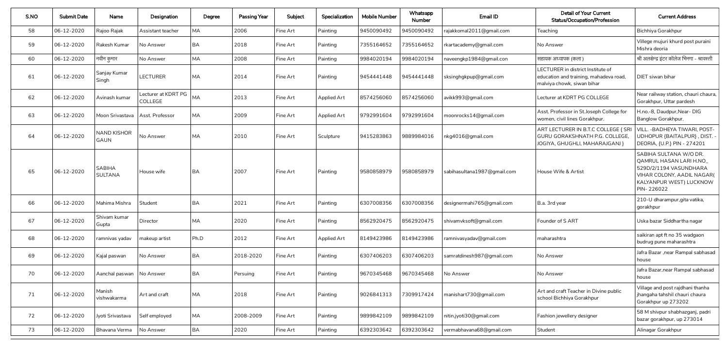| S.NO | Submit Date | Name | Designation | Degree | Passing Year | Subject | Specialization | Mobile Number | Whatsapp Number | Email ID | Detail of Your Current Status/Occupation/Profession | Current Address |
|---|---|---|---|---|---|---|---|---|---|---|---|---|
| 58 | 06-12-2020 | Rajoo Rajak | Assistant teacher | MA | 2006 | Fine Art | Painting | 9450090492 | 9450090492 | rajakkomal2011@gmail.com | Teaching | Bichhiya Gorakhpur |
| 59 | 06-12-2020 | Rakesh Kumar | No Answer | BA | 2018 | Fine Art | Painting | 7355164652 | 7355164652 | rkartacademy@gmail.com | No Answer | Villege mujuri khurd post puraini Mishra deoria |
| 60 | 06-12-2020 | नवीन कुमार | No Answer | MA | 2008 | Fine Art | Painting | 9984020194 | 9984020194 | naveengkp1984@gmail.com | सहायक अध्यापक (कला ) | श्री अलक्षेन्द्र इंटर कॉलेज भिनगा - श्रावस्ती |
| 61 | 06-12-2020 | Sanjay Kumar Singh | LECTURER | MA | 2014 | Fine Art | Painting | 9454441448 | 9454441448 | sksinghgkpup@gmail.com | LECTURER in district Institute of education and training, mahadeva road, malviya chowk, siwan bihar | DIET siwan bihar |
| 62 | 06-12-2020 | Avinash kumar | Lecturer at KDRT PG COLLEGE | MA | 2013 | Fine Art | Applied Art | 8574256060 | 8574256060 | avikk993@gmail.com | Lecturer at KDRT PG COLLEGE | Near railway station, chauri chaura, Gorakhpur, Uttar pardesh |
| 63 | 06-12-2020 | Moon Srivastava | Asst. Professor | MA | 2009 | Fine Art | Applied Art | 9792991604 | 9792991604 | moonrocks14@gmail.com | Asst. Professor in St.Joseph College for women, civil lines Gorakhpur. | H.no.-8, Daudpur,Near- DIG Banglow Gorakhpur. |
| 64 | 06-12-2020 | NAND KISHOR GAUN | No Answer | MA | 2010 | Fine Art | Sculpture | 9415283863 | 9889984016 | nkg4016@gmail.com | ART LECTURER IN B.T.C COLLEGE { SRI GURU GORAKSHNATH P.G. COLLEGE, JOGIYA, GHUGHLI, MAHARAJGANJ } | VILL. -BADHEYA TIWARI, POST- UDHOPUR {BAITALPUR} , DIST. - DEORIA, {U.P.} PIN - 274201 |
| 65 | 06-12-2020 | SABIHA SULTANA | House wife | BA | 2007 | Fine Art | Painting | 9580858979 | 9580858979 | sabihasultana1987@gmail.com | House Wife & Artist | SABIHA SULTANA W/O DR. QAMRUL HASAN LARI H.NO_ 529D/2/1194 VASUNDHARA VIHAR COLONY, AADIL NAGAR( KALYANPUR WEST) LUCKNOW PIN- 226022 |
| 66 | 06-12-2020 | Mahima Mishra | Student | BA | 2021 | Fine Art | Painting | 6307008356 | 6307008356 | designermahi765@gmail.com | B.a. 3rd year | 210-U dharampur,gita vatika, gorakhpur |
| 67 | 06-12-2020 | Shivam kumar Gupta | Director | MA | 2020 | Fine Art | Painting | 8562920475 | 8562920475 | shivamvksoft@gmail.com | Founder of S ART | Uska bazar Siddhartha nagar |
| 68 | 06-12-2020 | ramnivas yadav | makeup artist | Ph.D | 2012 | Fine Art | Applied Art | 8149423986 | 8149423986 | ramnivasyadav@gmail.com | maharashtra | saikiran apt ft no 35 wadgaon budrug pune maharashtra |
| 69 | 06-12-2020 | Kajal paswan | No Answer | BA | 2018-2020 | Fine Art | Painting | 6307406203 | 6307406203 | samratdinesh987@gmail.com | No Answer | Jafra Bazar ,near Rampal sabhasad house |
| 70 | 06-12-2020 | Aanchal paswan | No Answer | BA | Persuing | Fine Art | Painting | 9670345468 | 9670345468 | No Answer | No Answer | Jafra Bazar,near Rampal sabhasad house |
| 71 | 06-12-2020 | Manish vishwakarma | Art and craft | MA | 2018 | Fine Art | Painting | 9026841313 | 7309917424 | manishart730@gmail.com | Art and craft Teacher in Divine public school Bichhiya Gorakhpur | Village and post rajdhani thanha jhangaha tahshil chauri chaura Gorakhpur up 273202 |
| 72 | 06-12-2020 | Jyoti Srivastava | Self employed | MA | 2008-2009 | Fine Art | Painting | 9899842109 | 9899842109 | nitin.jyoti30@gmail.com | Fashion jewellery designer | 58 M shivpur shabhazganj, padri bazar gorakhpur, up 273014 |
| 73 | 06-12-2020 | Bhavana Verma | No Answer | BA | 2020 | Fine Art | Painting | 6392303642 | 6392303642 | vermabhavana68@gmail.com | Student | Alinagar Gorakhpur |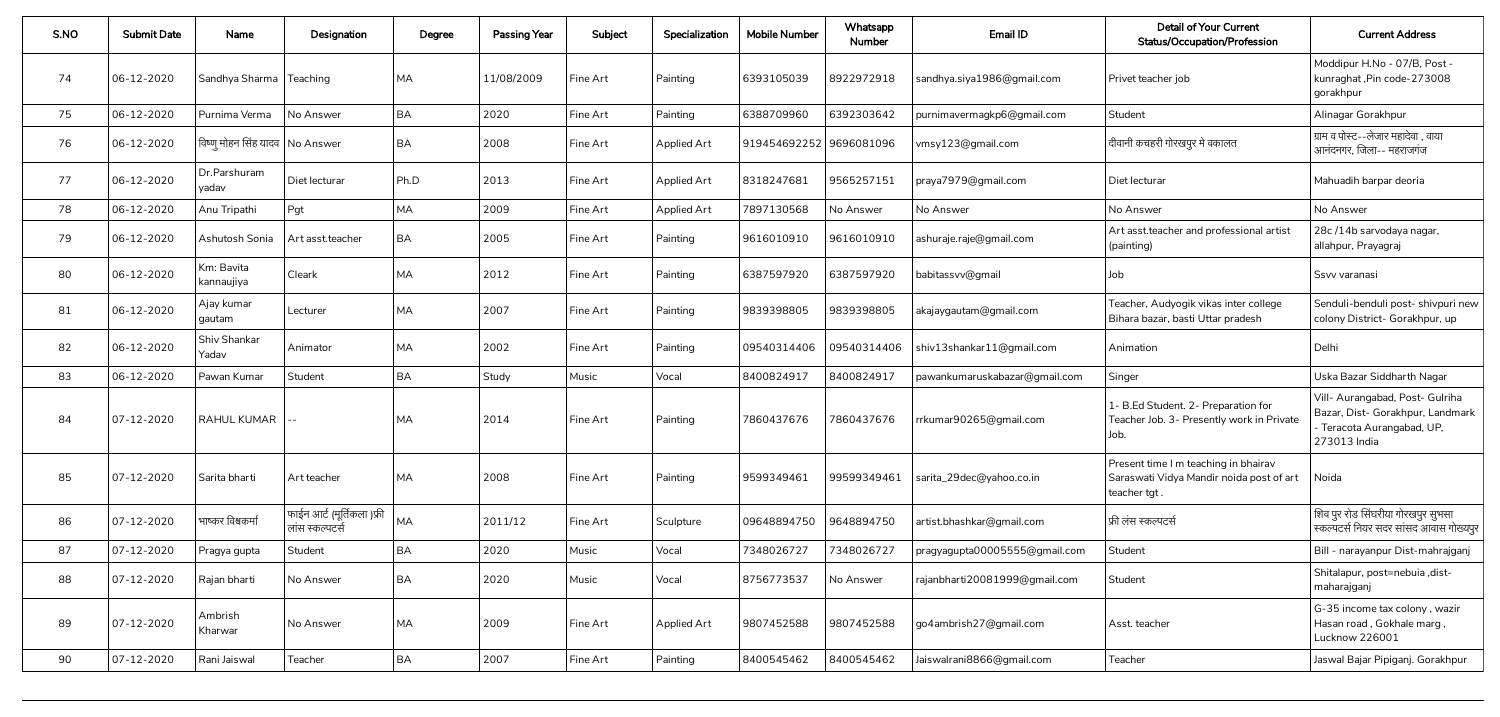| S.NO | Submit Date | Name | Designation | Degree | Passing Year | Subject | Specialization | Mobile Number | Whatsapp Number | Email ID | Detail of Your Current Status/Occupation/Profession | Current Address |
|---|---|---|---|---|---|---|---|---|---|---|---|---|
| 74 | 06-12-2020 | Sandhya Sharma | Teaching | MA | 11/08/2009 | Fine Art | Painting | 6393105039 | 8922972918 | sandhya.siya1986@gmail.com | Privet teacher job | Moddipur H.No - 07/B, Post - kunraghat ,Pin code-273008 gorakhpur |
| 75 | 06-12-2020 | Purnima Verma | No Answer | BA | 2020 | Fine Art | Painting | 6388709960 | 6392303642 | purnimavermagkp6@gmail.com | Student | Alinagar Gorakhpur |
| 76 | 06-12-2020 | विष्णु मोहन सिंह यादव | No Answer | BA | 2008 | Fine Art | Applied Art | 919454692252 | 9696081096 | vmsy123@gmail.com | दीवानी कचहरी गोरखपुर मे वकालत | ग्राम व पोस्ट--लेजार महादेवा , वाया आनंदनगर, जिला-- महराजगंज |
| 77 | 06-12-2020 | Dr.Parshuram yadav | Diet lecturar | Ph.D | 2013 | Fine Art | Applied Art | 8318247681 | 9565257151 | praya7979@gmail.com | Diet lecturar | Mahuadih barpar deoria |
| 78 | 06-12-2020 | Anu Tripathi | Pgt | MA | 2009 | Fine Art | Applied Art | 7897130568 | No Answer | No Answer | No Answer | No Answer |
| 79 | 06-12-2020 | Ashutosh Sonia | Art asst.teacher | BA | 2005 | Fine Art | Painting | 9616010910 | 9616010910 | ashuraje.raje@gmail.com | Art asst.teacher and professional artist (painting) | 28c /14b sarvodaya nagar, allahpur, Prayagraj |
| 80 | 06-12-2020 | Km: Bavita kannaujiya | Cleark | MA | 2012 | Fine Art | Painting | 6387597920 | 6387597920 | babitassvv@gmail | Job | Ssvv varanasi |
| 81 | 06-12-2020 | Ajay kumar gautam | Lecturer | MA | 2007 | Fine Art | Painting | 9839398805 | 9839398805 | akajaygautam@gmail.com | Teacher, Audyogik vikas inter college Bihara bazar, basti Uttar pradesh | Senduli-benduli post- shivpuri new colony District- Gorakhpur, up |
| 82 | 06-12-2020 | Shiv Shankar Yadav | Animator | MA | 2002 | Fine Art | Painting | 09540314406 | 09540314406 | shiv13shankar11@gmail.com | Animation | Delhi |
| 83 | 06-12-2020 | Pawan Kumar | Student | BA | Study | Music | Vocal | 8400824917 | 8400824917 | pawankumaruskabazar@gmail.com | Singer | Uska Bazar Siddharth Nagar |
| 84 | 07-12-2020 | RAHUL KUMAR | -- | MA | 2014 | Fine Art | Painting | 7860437676 | 7860437676 | rrkumar90265@gmail.com | 1- B.Ed Student. 2- Preparation for Teacher Job. 3- Presently work in Private Job. | Vill- Aurangabad, Post- Gulriha Bazar, Dist- Gorakhpur, Landmark - Teracota Aurangabad, UP, 273013 India |
| 85 | 07-12-2020 | Sarita bharti | Art teacher | MA | 2008 | Fine Art | Painting | 9599349461 | 99599349461 | sarita_29dec@yahoo.co.in | Present time I m teaching in bhairav Saraswati Vidya Mandir noida post of art teacher tgt . | Noida |
| 86 | 07-12-2020 | भाष्कर विश्वकर्मा | फाईन आर्ट (मूर्तिकला )फ्री लांस स्कल्पटर्स | MA | 2011/12 | Fine Art | Sculpture | 09648894750 | 9648894750 | artist.bhaskar@gmail.com | फ्री लंस स्कल्पटर्स | शिव पुर रोड सिंघरीया गोरखपुर सुभसा स्कल्पटर्स नियर सदर सांसद आवास गोरख्पुर |
| 87 | 07-12-2020 | Pragya gupta | Student | BA | 2020 | Music | Vocal | 7348026727 | 7348026727 | pragyagupta00005555@gmail.com | Student | Bill - narayanpur Dist-mahrajganj |
| 88 | 07-12-2020 | Rajan bharti | No Answer | BA | 2020 | Music | Vocal | 8756773537 | No Answer | rajanbharti20081999@gmail.com | Student | Shitalapur, post=nebuia ,dist-maharajganj |
| 89 | 07-12-2020 | Ambrish Kharwar | No Answer | MA | 2009 | Fine Art | Applied Art | 9807452588 | 9807452588 | go4ambrish27@gmail.com | Asst. teacher | G-35 income tax colony , wazir Hasan road , Gokhale marg , Lucknow 226001 |
| 90 | 07-12-2020 | Rani Jaiswal | Teacher | BA | 2007 | Fine Art | Painting | 8400545462 | 8400545462 | Jaiswalrani8866@gmail.com | Teacher | Jaswal Bajar Pipiganj. Gorakhpur |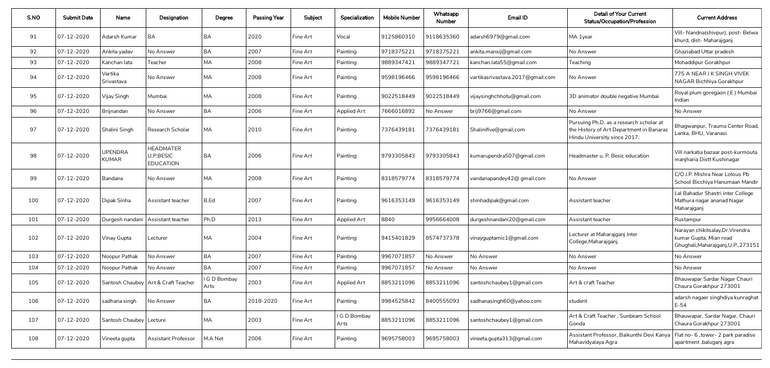| S.NO | Submit Date | Name | Designation | Degree | Passing Year | Subject | Specialization | Mobile Number | Whatsapp Number | Email ID | Detail of Your Current Status/Occupation/Profession | Current Address |
|---|---|---|---|---|---|---|---|---|---|---|---|---|
| 91 | 07-12-2020 | Adarsh Kumar | BA | BA | 2020 | Fine Art | Vocal | 9125860310 | 9118635360 | adarsh6979@gmail.com | MA 1year | Vill- Nandna(shivpur), post- Belwa khurd, dist- Maharajganj |
| 92 | 07-12-2020 | Ankita yadav | No Answer | BA | 2007 | Fine Art | Painting | 9718375221 | 9718375221 | ankita.mansij@gmail.com | No Answer | Ghaziabad Uttar pradesh |
| 93 | 07-12-2020 | Kanchan lata | Teacher | MA | 2008 | Fine Art | Painting | 9889347421 | 9889347721 | kanchan.lata55@gmail.com | Teaching | Mohaddipur Gorakhpur |
| 94 | 07-12-2020 | Vartika Srivastava | No Answer | MA | 2008 | Fine Art | Painting | 9598196466 | 9598196466 | vartikasrivastava.2017@gmail.com | No Answer | 775 A NEAR J K SINGH VIVEK NAGAR Bichhiya Gorakhpur |
| 95 | 07-12-2020 | Vijay Singh | Mumbai | MA | 2008 | Fine Art | Painting | 9022518449 | 9022518449 | vijaysinghchhotu@gmail.com | 3D animator double negative Mumbai | Royal plum goregaon ( E ) Mumbai Indian |
| 96 | 07-12-2020 | Brijnandan | No Answer | BA | 2006 | Fine Art | Applied Art | 7666016892 | No Answer | brij9766@gmail.com | No Answer | No Answer |
| 97 | 07-12-2020 | Shalini Singh | Research Scholar | MA | 2010 | Fine Art | Painting | 7376439181 | 7376439181 | Shalinifive@gmail.com | Pursuing Ph.D. as a research scholar at the History of Art Department in Banaras Hindu University since 2017. | Bhagwanpur, Trauma Center Road, Lanka, BHU, Varanasi. |
| 98 | 07-12-2020 | UPENDRA KUMAR | HEADMATER U.P.BESIC EDUCATION | BA | 2006 | Fine Art | Painting | 9793305843 | 9793305843 | kumarupendra507@gmail.com | Headmaster u. P. Besic education | Vill narkatia bazaar post-kurmouta manjharia Distt Kushinagar |
| 99 | 07-12-2020 | Bandana | No Answer | MA | 2008 | Fine Art | Painting | 8318579774 | 8318579774 | vandanapandey42@ gmail.com | No Answer | C/O J.P. Mishra Near Lotous Pb School Bicchiya Hanumaan Mandir |
| 100 | 07-12-2020 | Dipak Sinha | Assistant teacher | B.Ed | 2007 | Fine Art | Painting | 9616353149 | 9616353149 | shinhadipak@gmail.com | Assistant teacher | Lal Bahadur Shastri inter College Mathura nagar ananad Nagar Maharajganj |
| 101 | 07-12-2020 | Durgesh nandani | Assistant teacher | Ph.D | 2013 | Fine Art | Applied Art | 8840 | 9956664008 | durgeshnandani20@gmail.com | Assistant teacher | Rustampur |
| 102 | 07-12-2020 | Vinay Gupta | Lecturer | MA | 2004 | Fine Art | Painting | 9415401829 | 8574737378 | vinayguptamic1@gmail.com | Lecturer at Maharajganj Inter College,Maharajganj. | Narayan chikitsalay,Dr.Virendra kumar Gupta, Mian road Ghughali,Maharajganj,U.P.,273151 |
| 103 | 07-12-2020 | Noopur Pathak | No Answer | BA | 2007 | Fine Art | Painting | 9967071857 | No Answer | No Answer | No Answer | No Answer |
| 104 | 07-12-2020 | Noopur Pathak | No Answer | BA | 2007 | Fine Art | Painting | 9967071857 | No Answer | No Answer | No Answer | No Answer |
| 105 | 07-12-2020 | Santosh Chaubey | Art & Craft Teacher | I G D Bombay Arts | 2003 | Fine Art | Applied Art | 8853211096 | 8853211096 | santoshchaubey1@gmail.com | Art & craft Teacher | Bhauwapar Sardar Nagar Chauri Chaura Gorakhpur 273001 |
| 106 | 07-12-2020 | sadhana singh | No Answer | BA | 2018-2020 | Fine Art | Painting | 9984525842 | 8400555093 | sadhanasingh60@yahoo.com | student | adarsh nagaer singhdiya kunraghat E-54 |
| 107 | 07-12-2020 | Santosh Chaubey | Lecture | MA | 2003 | Fine Art | I G D Bombay Arts | 8853211096 | 8853211096 | santoshchaubey1@gmail.com | Art & Craft Teacher , Sunbeam School Gonda | Bhauwapar, Sardar Nagar, Chauri Chaura Gorakhpur 273001 |
| 108 | 07-12-2020 | Vineeta gupta | Assistant Professor | M.A Net | 2006 | Fine Art | Painting | 9695758003 | 9695758003 | vineeta.gupta313@gmail.com | Assistant Professor, Baikunthi Devi Kanya Mahavidyalaya Agra | Flat no- 6 ,tower- 2 park paradise apartment ,baluganj agra |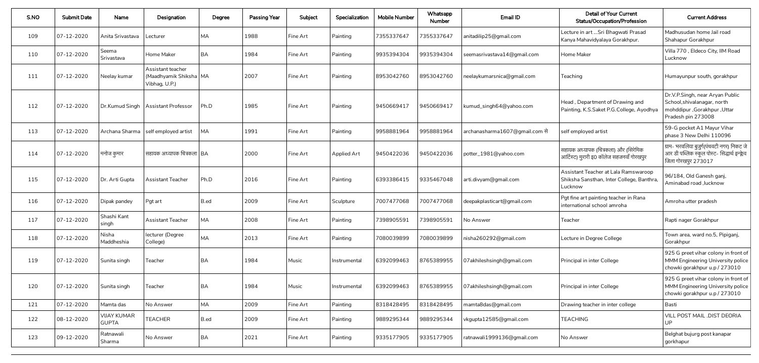| S.NO | Submit Date | Name | Designation | Degree | Passing Year | Subject | Specialization | Mobile Number | Whatsapp Number | Email ID | Detail of Your Current Status/Occupation/Profession | Current Address |
|---|---|---|---|---|---|---|---|---|---|---|---|---|
| 109 | 07-12-2020 | Anita Srivastava | Lecturer | MA | 1988 | Fine Art | Painting | 7355337647 | 7355337647 | anitadilip25@gmail.com | Lecture in art ...Sri Bhagwati Prasad Kanya Mahavidyalaya Gorakhpur. | Madhusudan home Jail road Shahapur Gorakhpur |
| 110 | 07-12-2020 | Seema Srivastava | Home Maker | BA | 1984 | Fine Art | Painting | 9935394304 | 9935394304 | seemasrivastava14@gmail.com | Home Maker | Villa 770 , Eldeco City, IIM Road Lucknow |
| 111 | 07-12-2020 | Neelay kumar | Assistant teacher (Maadhyamik Shiksha Vibhag, U.P.) | MA | 2007 | Fine Art | Painting | 8953042760 | 8953042760 | neelaykumarsnica@gmail.com | Teaching | Humayunpur south, gorakhpur |
| 112 | 07-12-2020 | Dr.Kumud Singh | Assistant Professor | Ph.D | 1985 | Fine Art | Painting | 9450669417 | 9450669417 | kumud_singh64@yahoo.com | Head , Department of Drawing and Painting, K.S.Saket P.G.College, Ayodhya | Dr.V.P.Singh, near Aryan Public School,shivalanagar, north mohddipur ,Gorakhpur ,Uttar Pradesh pin 273008 |
| 113 | 07-12-2020 | Archana Sharma | self employed artist | MA | 1991 | Fine Art | Painting | 9958881964 | 9958881964 | archanasharma1607@gmail.com से | self employed artist | 59-G pocket A1 Mayur Vihar phase 3 New Delhi 110096 |
| 114 | 07-12-2020 | मनोज कुमार | सहायक अध्यापक चित्रकला | BA | 2000 | Fine Art | Applied Art | 9450422036 | 9450422036 | potter_1981@yahoo.com | सहायक अध्यापक (चित्रकला) और (सिरेमिक आर्टिस्ट) मुरारी इ0 कॉलेज सहजनवाँ गोरखपुर | ग्राम- भरवलिया बुजुर्ग(पंचवटी नगर) निकट जे आर डी पब्लिक स्कूल पोस्ट- सिद्धार्थ इन्क्लेव जिला गोरखपुर 273017 |
| 115 | 07-12-2020 | Dr. Arti Gupta | Assistant Teacher | Ph.D | 2016 | Fine Art | Painting | 6393386415 | 9335467048 | arti.divyam@gmail.com | Assistant Teacher at Lala Ramswaroop Shiksha Sansthan, Inter College, Banthra, Lucknow | 96/184, Old Ganesh ganj, Aminabad road ,lucknow |
| 116 | 07-12-2020 | Dipak pandey | Pgt art | B.ed | 2009 | Fine Art | Sculpture | 7007477068 | 7007477068 | deepakplasticart@gmail.com | Pgt fine art painting teacher in Rana international school amroha | Amroha utter pradesh |
| 117 | 07-12-2020 | Shashi Kant singh | Assistant Teacher | MA | 2008 | Fine Art | Painting | 7398905591 | 7398905591 | No Answer | Teacher | Rapti nager Gorakhpur |
| 118 | 07-12-2020 | Nisha Maddheshia | lecturer (Degree College) | MA | 2013 | Fine Art | Painting | 7080039899 | 7080039899 | nisha260292@gmail.com | Lecture in Degree College | Town area, ward no.5, Pipiganj, Gorakhpur |
| 119 | 07-12-2020 | Sunita singh | Teacher | BA | 1984 | Music | Instrumental | 6392099463 | 8765389955 | 07akhileshsingh@gmail.com | Principal in inter College | 925 G preet vihar colony in front of MMM Engineering University police chowki gorakhpur u.p / 273010 |
| 120 | 07-12-2020 | Sunita singh | Teacher | BA | 1984 | Music | Instrumental | 6392099463 | 8765389955 | 07akhileshsingh@gmail.com | Principal in inter College | 925 G preet vihar colony in front of MMM Engineering University police chowki gorakhpur u.p / 273010 |
| 121 | 07-12-2020 | Mamta das | No Answer | MA | 2009 | Fine Art | Painting | 8318428495 | 8318428495 | mamta8das@gmail.com | Drawing teacher in inter college | Basti |
| 122 | 08-12-2020 | VIJAY KUMAR GUPTA | TEACHER | B.ed | 2009 | Fine Art | Painting | 9889295344 | 9889295344 | vkgupta12585@gmail.com | TEACHING | VILL POST MAIL .DIST DEORIA UP |
| 123 | 09-12-2020 | Ratnawali Sharma | No Answer | BA | 2021 | Fine Art | Painting | 9335177905 | 9335177905 | ratnawali1999136@gmail.com | No Answer | Belghat bujurg post kanapar gorkhapur |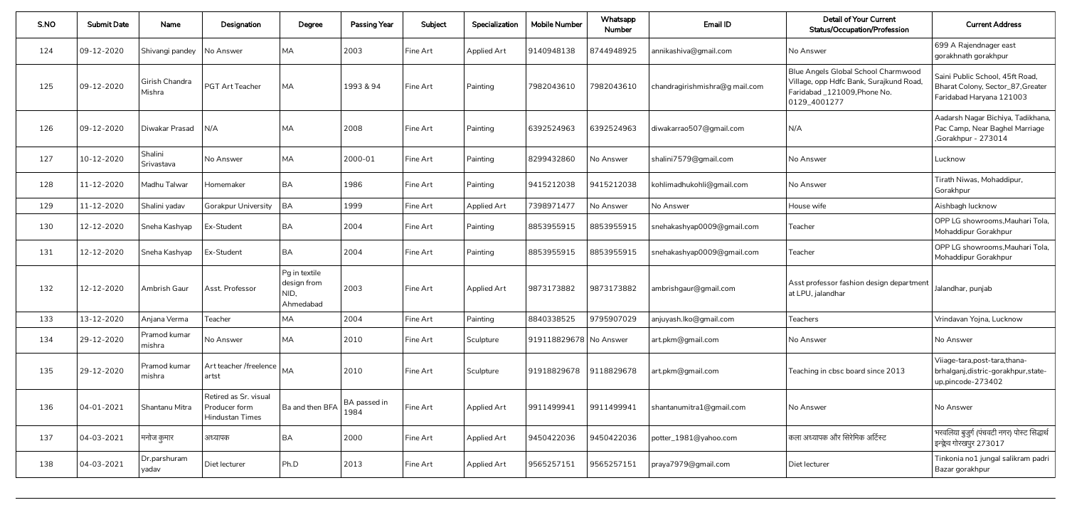| S.NO | Submit Date | Name | Designation | Degree | Passing Year | Subject | Specialization | Mobile Number | Whatsapp Number | Email ID | Detail of Your Current Status/Occupation/Profession | Current Address |
|---|---|---|---|---|---|---|---|---|---|---|---|---|
| 124 | 09-12-2020 | Shivangi pandey | No Answer | MA | 2003 | Fine Art | Applied Art | 9140948138 | 8744948925 | annikashiva@gmail.com | No Answer | 699 A Rajendnager east gorakhnath gorakhpur |
| 125 | 09-12-2020 | Girish Chandra Mishra | PGT Art Teacher | MA | 1993 & 94 | Fine Art | Painting | 7982043610 | 7982043610 | chandragirishmishra@g mail.com | Blue Angels Global School Charmwood Village, opp Hdfc Bank, Surajkund Road, Faridabad _121009,Phone No. 0129_4001277 | Saini Public School, 45ft Road, Bharat Colony, Sector_87,Greater Faridabad Haryana 121003 |
| 126 | 09-12-2020 | Diwakar Prasad | N/A | MA | 2008 | Fine Art | Painting | 6392524963 | 6392524963 | diwakarrao507@gmail.com | N/A | Aadarsh Nagar Bichiya, Tadikhana, Pac Camp, Near Baghel Marriage ,Gorakhpur - 273014 |
| 127 | 10-12-2020 | Shalini Srivastava | No Answer | MA | 2000-01 | Fine Art | Painting | 8299432860 | No Answer | shalini7579@gmail.com | No Answer | Lucknow |
| 128 | 11-12-2020 | Madhu Talwar | Homemaker | BA | 1986 | Fine Art | Painting | 9415212038 | 9415212038 | kohlimadhukohli@gmail.com | No Answer | Tirath Niwas, Mohaddipur, Gorakhpur |
| 129 | 11-12-2020 | Shalini yadav | Gorakpur University | BA | 1999 | Fine Art | Applied Art | 7398971477 | No Answer | No Answer | House wife | Aishbagh lucknow |
| 130 | 12-12-2020 | Sneha Kashyap | Ex-Student | BA | 2004 | Fine Art | Painting | 8853955915 | 8853955915 | snehakashyap0009@gmail.com | Teacher | OPP LG showrooms,Mauhari Tola, Mohaddipur Gorakhpur |
| 131 | 12-12-2020 | Sneha Kashyap | Ex-Student | BA | 2004 | Fine Art | Painting | 8853955915 | 8853955915 | snehakashyap0009@gmail.com | Teacher | OPP LG showrooms,Mauhari Tola, Mohaddipur Gorakhpur |
| 132 | 12-12-2020 | Ambrish Gaur | Asst. Professor | Pg in textile design from NID, Ahmedabad | 2003 | Fine Art | Applied Art | 9873173882 | 9873173882 | ambrishgaur@gmail.com | Asst professor fashion design department at LPU, jalandhar | Jalandhar, punjab |
| 133 | 13-12-2020 | Anjana Verma | Teacher | MA | 2004 | Fine Art | Painting | 8840338525 | 9795907029 | anjuyash.lko@gmail.com | Teachers | Vrindavan Yojna, Lucknow |
| 134 | 29-12-2020 | Pramod kumar mishra | No Answer | MA | 2010 | Fine Art | Sculpture | 919118829678 | No Answer | art.pkm@gmail.com | No Answer | No Answer |
| 135 | 29-12-2020 | Pramod kumar mishra | Art teacher /freelence artst | MA | 2010 | Fine Art | Sculpture | 91918829678 | 9118829678 | art.pkm@gmail.com | Teaching in cbsc board since 2013 | Viiage-tara,post-tara,thana-brhalganj,distric-gorakhpur,state-up,pincode-273402 |
| 136 | 04-01-2021 | Shantanu Mitra | Retired as Sr. visual Producer form Hindustan Times | Ba and then BFA | BA passed in 1984 | Fine Art | Applied Art | 9911499941 | 9911499941 | shantanumitra1@gmail.com | No Answer | No Answer |
| 137 | 04-03-2021 | मनोज कुमार | अध्यापक | BA | 2000 | Fine Art | Applied Art | 9450422036 | 9450422036 | potter_1981@yahoo.com | कला अध्यापक और सिरेमिक आर्टिस्ट | भरवलिया बुजुर्ग (पंचवटी नगर) पोस्ट सिद्धार्थ इन्क्लेव गोरखपुर 273017 |
| 138 | 04-03-2021 | Dr.parshuram yadav | Diet lecturer | Ph.D | 2013 | Fine Art | Applied Art | 9565257151 | 9565257151 | praya7979@gmail.com | Diet lecturer | Tinkonia no1 jungal salikram padri Bazar gorakhpur |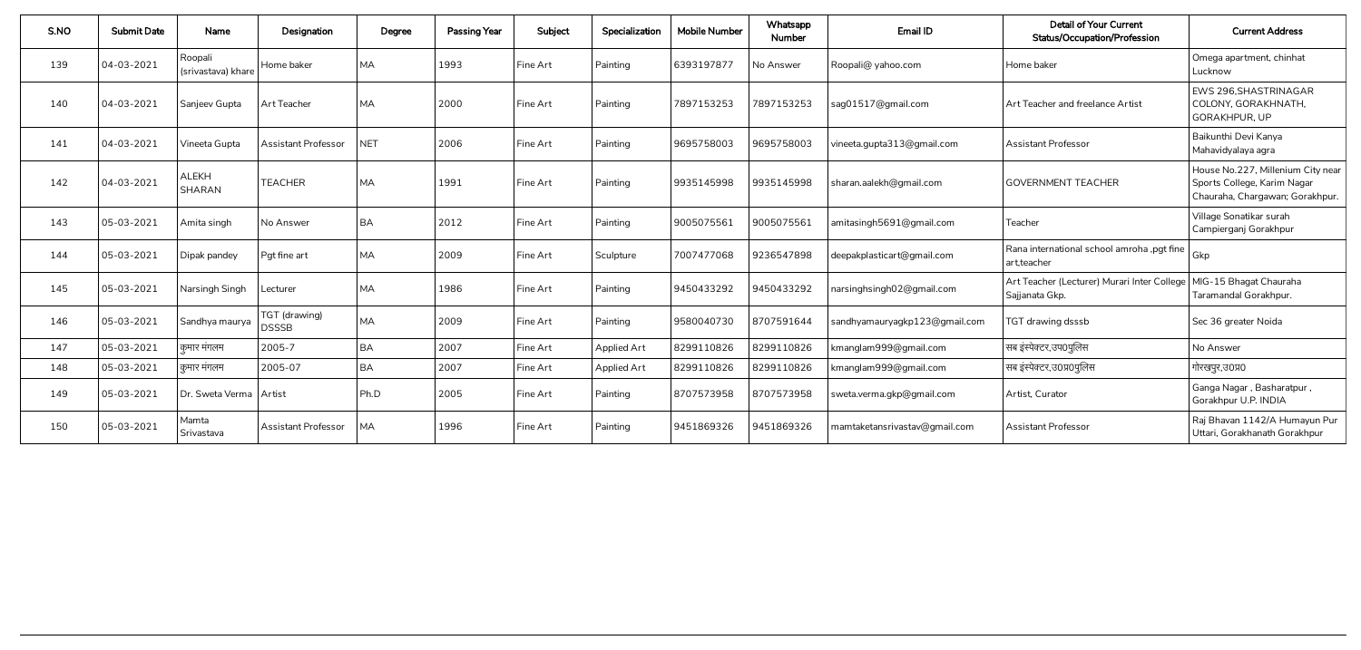| S.NO | Submit Date | Name | Designation | Degree | Passing Year | Subject | Specialization | Mobile Number | Whatsapp Number | Email ID | Detail of Your Current Status/Occupation/Profession | Current Address |
|---|---|---|---|---|---|---|---|---|---|---|---|---|
| 139 | 04-03-2021 | Roopali (srivastava) khare | Home baker | MA | 1993 | Fine Art | Painting | 6393197877 | No Answer | Roopali@ yahoo.com | Home baker | Omega apartment, chinhat Lucknow |
| 140 | 04-03-2021 | Sanjeev Gupta | Art Teacher | MA | 2000 | Fine Art | Painting | 7897153253 | 7897153253 | sag01517@gmail.com | Art Teacher and freelance Artist | EWS 296,SHASTRINAGAR COLONY, GORAKHNATH, GORAKHPUR, UP |
| 141 | 04-03-2021 | Vineeta Gupta | Assistant Professor | NET | 2006 | Fine Art | Painting | 9695758003 | 9695758003 | vineeta.gupta313@gmail.com | Assistant Professor | Baikunthi Devi Kanya Mahavidyalaya agra |
| 142 | 04-03-2021 | ALEKH SHARAN | TEACHER | MA | 1991 | Fine Art | Painting | 9935145998 | 9935145998 | sharan.aalekh@gmail.com | GOVERNMENT TEACHER | House No.227, Millenium City near Sports College, Karim Nagar Chauraha, Chargawan; Gorakhpur. |
| 143 | 05-03-2021 | Amita singh | No Answer | BA | 2012 | Fine Art | Painting | 9005075561 | 9005075561 | amitasingh5691@gmail.com | Teacher | Village Sonatikar surah Campierganj Gorakhpur |
| 144 | 05-03-2021 | Dipak pandey | Pgt fine art | MA | 2009 | Fine Art | Sculpture | 7007477068 | 9236547898 | deepakplasticart@gmail.com | Rana international school amroha ,pgt fine art,teacher | Gkp |
| 145 | 05-03-2021 | Narsingh Singh | Lecturer | MA | 1986 | Fine Art | Painting | 9450433292 | 9450433292 | narsinghsingh02@gmail.com | Art Teacher (Lecturer) Murari Inter College Sajjanata Gkp. | MIG-15 Bhagat Chauraha Taramandal Gorakhpur. |
| 146 | 05-03-2021 | Sandhya maurya | TGT (drawing) DSSSB | MA | 2009 | Fine Art | Painting | 9580040730 | 8707591644 | sandhyamauryagkp123@gmail.com | TGT drawing dsssb | Sec 36 greater Noida |
| 147 | 05-03-2021 | कुमार मंगलम | 2005-7 | BA | 2007 | Fine Art | Applied Art | 8299110826 | 8299110826 | kmanglam999@gmail.com | सब इंस्पेक्टर,उप0पुलिस | No Answer |
| 148 | 05-03-2021 | कुमार मंगलम | 2005-07 | BA | 2007 | Fine Art | Applied Art | 8299110826 | 8299110826 | kmanglam999@gmail.com | सब इंस्पेक्टर,उ0प्र0पुलिस | गोरखपुर,उ0प्र0 |
| 149 | 05-03-2021 | Dr. Sweta Verma | Artist | Ph.D | 2005 | Fine Art | Painting | 8707573958 | 8707573958 | sweta.verma.gkp@gmail.com | Artist, Curator | Ganga Nagar , Basharatpur , Gorakhpur U.P. INDIA |
| 150 | 05-03-2021 | Mamta Srivastava | Assistant Professor | MA | 1996 | Fine Art | Painting | 9451869326 | 9451869326 | mamtaketansrivastav@gmail.com | Assistant Professor | Raj Bhavan 1142/A Humayun Pur Uttari, Gorakhanath Gorakhpur |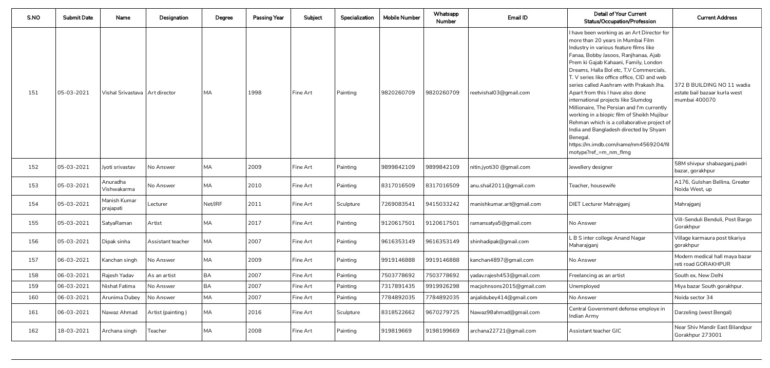| S.NO | Submit Date | Name | Designation | Degree | Passing Year | Subject | Specialization | Mobile Number | Whatsapp Number | Email ID | Detail of Your Current Status/Occupation/Profession | Current Address |
|---|---|---|---|---|---|---|---|---|---|---|---|---|
| 151 | 05-03-2021 | Vishal Srivastava | Art director | MA | 1998 | Fine Art | Painting | 9820260709 | 9820260709 | reetvishal03@gmail.com | I have been working as an Art Director for more than 20 years in Mumbai Film Industry in various feature films like Fanaa, Bobby Jasoos, Ranjhanaa, Ajab Prem ki Gajab Kahaani, Family, London Dreams, Halla Bol etc, T.V Commercials, T. V series like office office, CID and web series called Aashram with Prakash Jha. Apart from this I have also done international projects like Slumdog Millionaire, The Persian and I'm currently working in a biopic film of Sheikh Mujibur Rehman which is a collaborative project of India and Bangladesh directed by Shyam Benegal. https://m.imdb.com/name/nm4569204/filmotype?ref_=m_nm_flmg | 372 B BUILDING NO 11 wadia estate bail bazaar kurla west mumbai 400070 |
| 152 | 05-03-2021 | Jyoti srivastav | No Answer | MA | 2009 | Fine Art | Painting | 9899842109 | 9899842109 | nitin.jyoti30 @gmail.com | Jewellery designer | 58M shivpur shabazganj,padri bazar, gorakhpur |
| 153 | 05-03-2021 | Anuradha Vishwakarma | No Answer | MA | 2010 | Fine Art | Painting | 8317016509 | 8317016509 | anu.shail2011@gmail.com | Teacher, housewife | A176, Gulshan Bellina, Greater Noida West, up |
| 154 | 05-03-2021 | Manish Kumar prajapati | Lecturer | Net/JRF | 2011 | Fine Art | Sculpture | 7269083541 | 9415033242 | manishkumar.art@gmail.com | DIET Lecturer Mahrajganj | Mahrajganj |
| 155 | 05-03-2021 | SatyaRaman | Artist | MA | 2017 | Fine Art | Painting | 9120617501 | 9120617501 | ramansatya5@gmail.com | No Answer | Vill-Senduli Benduli, Post Bargo Gorakhpur |
| 156 | 05-03-2021 | Dipak sinha | Assistant teacher | MA | 2007 | Fine Art | Painting | 9616353149 | 9616353149 | shinhadipak@gmail.com | L B S inter college Anand Nagar Maharajganj | Village karmaura post tikariya gorakhpur |
| 157 | 06-03-2021 | Kanchan singh | No Answer | MA | 2009 | Fine Art | Painting | 9919146888 | 9919146888 | kanchan4897@gmail.com | No Answer | Modern medical hall maya bazar reti road GORAKHPUR |
| 158 | 06-03-2021 | Rajesh Yadav | As an artist | BA | 2007 | Fine Art | Painting | 7503778692 | 7503778692 | yadav.rajesh453@gmail.com | Freelancing as an artist | South ex, New Delhi |
| 159 | 06-03-2021 | Nishat Fatima | No Answer | BA | 2007 | Fine Art | Painting | 7317891435 | 9919926298 | macjohnsons2015@gmail.com | Unemployed | Miya bazar South gorakhpur. |
| 160 | 06-03-2021 | Arunima Dubey | No Answer | MA | 2007 | Fine Art | Painting | 7784892035 | 7784892035 | anjalidubey414@gmail.com | No Answer | Noida sector 34 |
| 161 | 06-03-2021 | Nawaz Ahmad | Artist (painting ) | MA | 2016 | Fine Art | Sculpture | 8318522662 | 9670279725 | Nawaz98ahmad@gmail.com | Central Government defense employe in Indian Army | Darzeling (west Bengal) |
| 162 | 18-03-2021 | Archana singh | Teacher | MA | 2008 | Fine Art | Painting | 919819669 | 9198199669 | archana22721@gmail.com | Assistant teacher GIC | Near Shiv Mandir East Bilandpur Gorakhpur 273001 |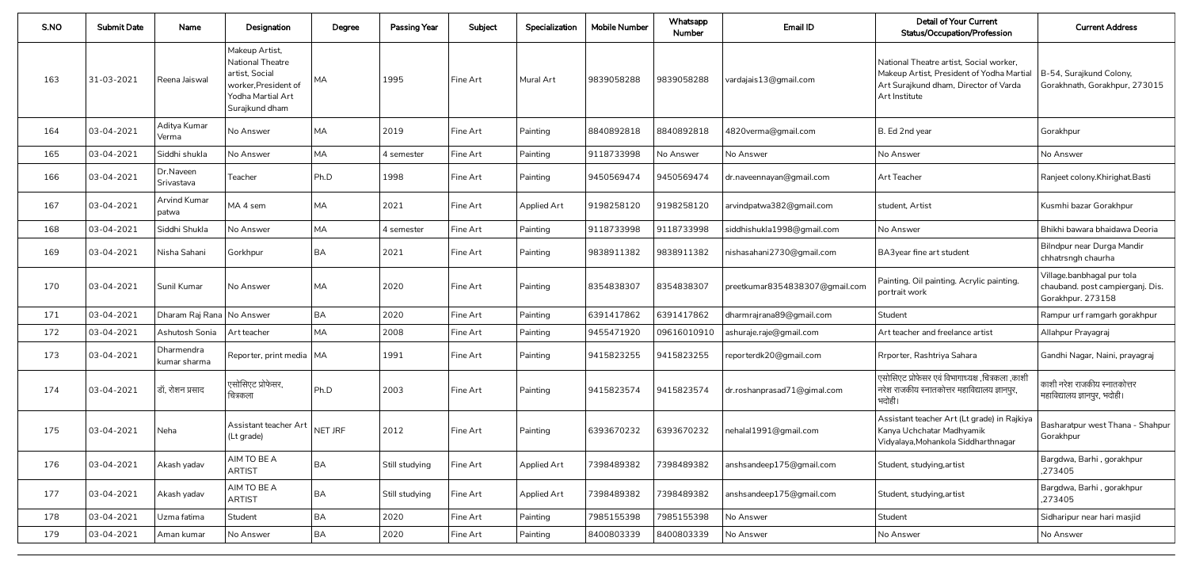| S.NO | Submit Date | Name | Designation | Degree | Passing Year | Subject | Specialization | Mobile Number | Whatsapp Number | Email ID | Detail of Your Current Status/Occupation/Profession | Current Address |
|---|---|---|---|---|---|---|---|---|---|---|---|---|
| 163 | 31-03-2021 | Reena Jaiswal | Makeup Artist, National Theatre artist, Social worker,President of Yodha Martial Art Surajkund dham | MA | 1995 | Fine Art | Mural Art | 9839058288 | 9839058288 | vardajais13@gmail.com | National Theatre artist, Social worker, Makeup Artist, President of Yodha Martial Art Surajkund dham, Director of Varda Art Institute | B-54, Surajkund Colony, Gorakhnath, Gorakhpur, 273015 |
| 164 | 03-04-2021 | Aditya Kumar Verma | No Answer | MA | 2019 | Fine Art | Painting | 8840892818 | 8840892818 | 4820verma@gmail.com | B. Ed 2nd year | Gorakhpur |
| 165 | 03-04-2021 | Siddhi shukla | No Answer | MA | 4 semester | Fine Art | Painting | 9118733998 | No Answer | No Answer | No Answer | No Answer |
| 166 | 03-04-2021 | Dr.Naveen Srivastava | Teacher | Ph.D | 1998 | Fine Art | Painting | 9450569474 | 9450569474 | dr.naveennayan@gmail.com | Art Teacher | Ranjeet colony.Khirighat.Basti |
| 167 | 03-04-2021 | Arvind Kumar patwa | MA 4 sem | MA | 2021 | Fine Art | Applied Art | 9198258120 | 9198258120 | arvindpatwa382@gmail.com | student, Artist | Kusmhi bazar Gorakhpur |
| 168 | 03-04-2021 | Siddhi Shukla | No Answer | MA | 4 semester | Fine Art | Painting | 9118733998 | 9118733998 | siddhishukla1998@gmail.com | No Answer | Bhikhi bawara bhaidawa Deoria |
| 169 | 03-04-2021 | Nisha Sahani | Gorkhpur | BA | 2021 | Fine Art | Painting | 9838911382 | 9838911382 | nishasahani2730@gmail.com | BA3year fine art student | Bilndpur near Durga Mandir chhatrsngh chaurha |
| 170 | 03-04-2021 | Sunil Kumar | No Answer | MA | 2020 | Fine Art | Painting | 8354838307 | 8354838307 | preetkumar8354838307@gmail.com | Painting. Oil painting. Acrylic painting. portrait work | Village.banbhagal pur tola chauband. post campierganj. Dis. Gorakhpur. 273158 |
| 171 | 03-04-2021 | Dharam Raj Rana | No Answer | BA | 2020 | Fine Art | Painting | 6391417862 | 6391417862 | dharmrajrana89@gmail.com | Student | Rampur urf ramgarh gorakhpur |
| 172 | 03-04-2021 | Ashutosh Sonia | Art teacher | MA | 2008 | Fine Art | Painting | 9455471920 | 09616010910 | ashuraje.raje@gmail.com | Art teacher and freelance artist | Allahpur Prayagraj |
| 173 | 03-04-2021 | Dharmendra kumar sharma | Reporter, print media | MA | 1991 | Fine Art | Painting | 9415823255 | 9415823255 | reporterdk20@gmail.com | Rrporter, Rashtriya Sahara | Gandhi Nagar, Naini, prayagraj |
| 174 | 03-04-2021 | डॉ. रोशन प्रसाद | एसोसिएट प्रोफेसर, चित्रकला | Ph.D | 2003 | Fine Art | Painting | 9415823574 | 9415823574 | dr.roshanprasad71@gimal.com | एसोसिएट प्रोफेसर एवं विभागाध्यक्ष ,चित्रकला ,काशी नरेश राजकीय स्नातकोत्तर महाविद्यालय ज्ञानपुर, भदोही। | काशी नरेश राजकीय स्नातकोत्तर महाविद्यालय ज्ञानपुर, भदोही। |
| 175 | 03-04-2021 | Neha | Assistant teacher Art (Lt grade) | NET JRF | 2012 | Fine Art | Painting | 6393670232 | 6393670232 | nehalal1991@gmail.com | Assistant teacher Art (Lt grade) in Rajkiya Kanya Uchchatar Madhyamik Vidyalaya,Mohankola Siddharthnagar | Basharatpur west Thana - Shahpur Gorakhpur |
| 176 | 03-04-2021 | Akash yadav | AIM TO BE A ARTIST | BA | Still studying | Fine Art | Applied Art | 7398489382 | 7398489382 | anshsandeep175@gmail.com | Student, studying,artist | Bargdwa, Barhi , gorakhpur ,273405 |
| 177 | 03-04-2021 | Akash yadav | AIM TO BE A ARTIST | BA | Still studying | Fine Art | Applied Art | 7398489382 | 7398489382 | anshsandeep175@gmail.com | Student, studying,artist | Bargdwa, Barhi , gorakhpur ,273405 |
| 178 | 03-04-2021 | Uzma fatima | Student | BA | 2020 | Fine Art | Painting | 7985155398 | 7985155398 | No Answer | Student | Sidharipur near hari masjid |
| 179 | 03-04-2021 | Aman kumar | No Answer | BA | 2020 | Fine Art | Painting | 8400803339 | 8400803339 | No Answer | No Answer | No Answer |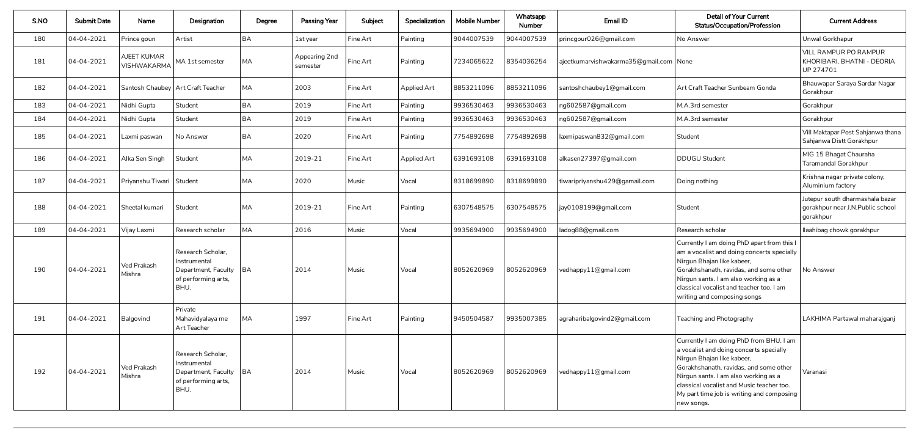| S.NO | Submit Date | Name | Designation | Degree | Passing Year | Subject | Specialization | Mobile Number | Whatsapp Number | Email ID | Detail of Your Current Status/Occupation/Profession | Current Address |
|---|---|---|---|---|---|---|---|---|---|---|---|---|
| 180 | 04-04-2021 | Prince goun | Artist | BA | 1st year | Fine Art | Painting | 9044007539 | 9044007539 | princgour026@gmail.com | No Answer | Unwal Gorkhapur |
| 181 | 04-04-2021 | AJEET KUMAR VISHWAKARMA | MA 1st semester | MA | Appearing 2nd semester | Fine Art | Painting | 7234065622 | 8354036254 | ajeetkumarvishwakarma35@gmail.com | None | VILL RAMPUR PO RAMPUR KHORIBARI, BHATNI - DEORIA UP 274701 |
| 182 | 04-04-2021 | Santosh Chaubey | Art Craft Teacher | MA | 2003 | Fine Art | Applied Art | 8853211096 | 8853211096 | santoshchaubey1@gmail.com | Art Craft Teacher Sunbeam Gonda | Bhauwapar Saraya Sardar Nagar Gorakhpur |
| 183 | 04-04-2021 | Nidhi Gupta | Student | BA | 2019 | Fine Art | Painting | 9936530463 | 9936530463 | ng602587@gmail.com | M.A.3rd semester | Gorakhpur |
| 184 | 04-04-2021 | Nidhi Gupta | Student | BA | 2019 | Fine Art | Painting | 9936530463 | 9936530463 | ng602587@gmail.com | M.A.3rd semester | Gorakhpur |
| 185 | 04-04-2021 | Laxmi paswan | No Answer | BA | 2020 | Fine Art | Painting | 7754892698 | 7754892698 | laxmipaswan832@gmail.com | Student | Vill Maktapar Post Sahjanwa thana Sahjanwa Distt Gorakhpur |
| 186 | 04-04-2021 | Alka Sen Singh | Student | MA | 2019-21 | Fine Art | Applied Art | 6391693108 | 6391693108 | alkasen27397@gmail.com | DDUGU Student | MIG 15 Bhagat Chauraha Taramandal Gorakhpur |
| 187 | 04-04-2021 | Priyanshu Tiwari | Student | MA | 2020 | Music | Vocal | 8318699890 | 8318699890 | tiwaripriyanshu429@gamail.com | Doing nothing | Krishna nagar private colony, Aluminium factory |
| 188 | 04-04-2021 | Sheetal kumari | Student | MA | 2019-21 | Fine Art | Painting | 6307548575 | 6307548575 | jay0108199@gmail.com | Student | Jutepur south dharmashala bazar gorakhpur near J.N.Public school gorakhpur |
| 189 | 04-04-2021 | Vijay Laxmi | Research scholar | MA | 2016 | Music | Vocal | 9935694900 | 9935694900 | ladog88@gmail.com | Research scholar | Ilaahibag chowk gorakhpur |
| 190 | 04-04-2021 | Ved Prakash Mishra | Research Scholar, Instrumental Department, Faculty of performing arts, BHU. | BA | 2014 | Music | Vocal | 8052620969 | 8052620969 | vedhappy11@gmail.com | Currently I am doing PhD apart from this I am a vocalist and doing concerts specially Nirgun Bhajan like kabeer, Gorakhshanath, ravidas, and some other Nirgun sants. I am also working as a classical vocalist and teacher too. I am writing and composing songs | No Answer |
| 191 | 04-04-2021 | Balgovind | Private Mahavidyalaya me Art Teacher | MA | 1997 | Fine Art | Painting | 9450504587 | 9935007385 | agraharibalgovind2@gmail.com | Teaching and Photography | LAKHIMA Partawal maharajganj |
| 192 | 04-04-2021 | Ved Prakash Mishra | Research Scholar, Instrumental Department, Faculty of performing arts, BHU. | BA | 2014 | Music | Vocal | 8052620969 | 8052620969 | vedhappy11@gmail.com | Currently I am doing PhD from BHU. I am a vocalist and doing concerts specially Nirgun Bhajan like kabeer, Gorakhshanath, ravidas, and some other Nirgun sants. I am also working as a classical vocalist and Music teacher too. My part time job is writing and composing new songs. | Varanasi |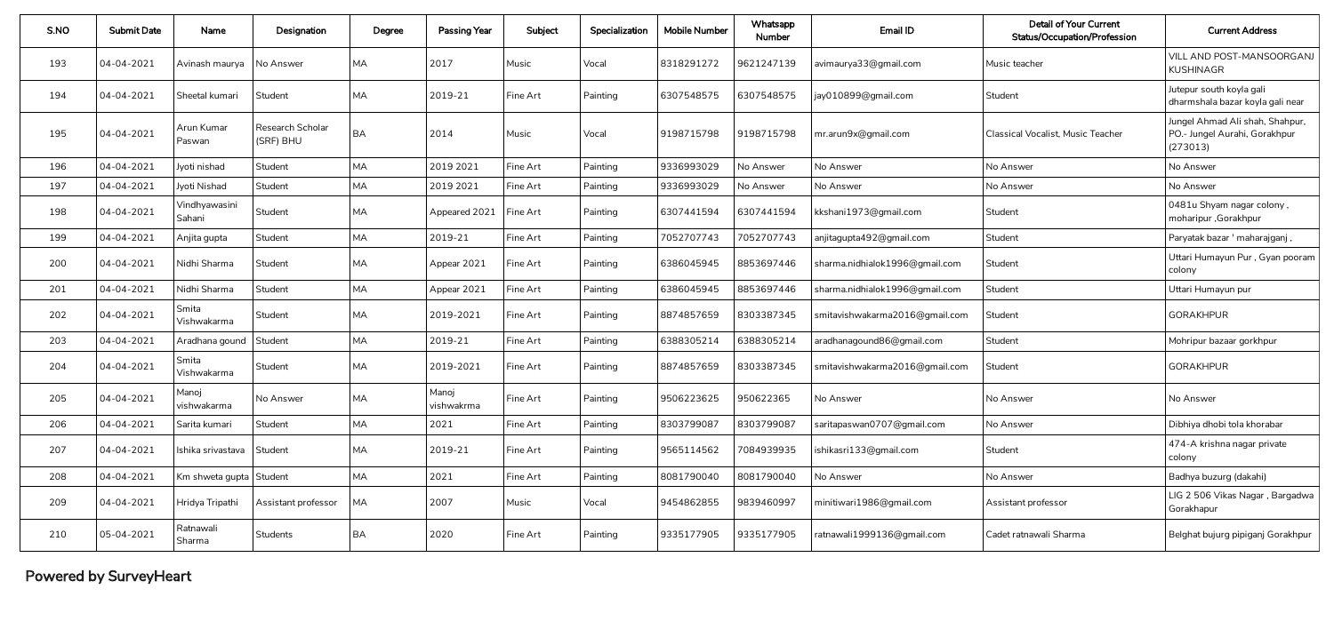| S.NO | Submit Date | Name | Designation | Degree | Passing Year | Subject | Specialization | Mobile Number | Whatsapp Number | Email ID | Detail of Your Current Status/Occupation/Profession | Current Address |
|---|---|---|---|---|---|---|---|---|---|---|---|---|
| 193 | 04-04-2021 | Avinash maurya | No Answer | MA | 2017 | Music | Vocal | 8318291272 | 9621247139 | avimaurya33@gmail.com | Music teacher | VILL AND POST-MANSOORGANJ KUSHINAGR |
| 194 | 04-04-2021 | Sheetal kumari | Student | MA | 2019-21 | Fine Art | Painting | 6307548575 | 6307548575 | jay010899@gmail.com | Student | Jutepur south koyla gali dharmshala bazar koyla gali near |
| 195 | 04-04-2021 | Arun Kumar Paswan | Research Scholar (SRF) BHU | BA | 2014 | Music | Vocal | 9198715798 | 9198715798 | mr.arun9x@gmail.com | Classical Vocalist, Music Teacher | Jungel Ahmad Ali shah, Shahpur, PO.- Jungel Aurahi, Gorakhpur (273013) |
| 196 | 04-04-2021 | Jyoti nishad | Student | MA | 2019 2021 | Fine Art | Painting | 9336993029 | No Answer | No Answer | No Answer | No Answer |
| 197 | 04-04-2021 | Jyoti Nishad | Student | MA | 2019 2021 | Fine Art | Painting | 9336993029 | No Answer | No Answer | No Answer | No Answer |
| 198 | 04-04-2021 | Vindhyawasini Sahani | Student | MA | Appeared 2021 | Fine Art | Painting | 6307441594 | 6307441594 | kkshani1973@gmail.com | Student | 0481u Shyam nagar colony , moharipur ,Gorakhpur |
| 199 | 04-04-2021 | Anjita gupta | Student | MA | 2019-21 | Fine Art | Painting | 7052707743 | 7052707743 | anjitagupta492@gmail.com | Student | Paryatak bazar ' maharajganj , |
| 200 | 04-04-2021 | Nidhi Sharma | Student | MA | Appear 2021 | Fine Art | Painting | 6386045945 | 8853697446 | sharma.nidhialok1996@gmail.com | Student | Uttari Humayun Pur , Gyan pooram colony |
| 201 | 04-04-2021 | Nidhi Sharma | Student | MA | Appear 2021 | Fine Art | Painting | 6386045945 | 8853697446 | sharma.nidhialok1996@gmail.com | Student | Uttari Humayun pur |
| 202 | 04-04-2021 | Smita Vishwakarma | Student | MA | 2019-2021 | Fine Art | Painting | 8874857659 | 8303387345 | smitavishwakarma2016@gmail.com | Student | GORAKHPUR |
| 203 | 04-04-2021 | Aradhana gound | Student | MA | 2019-21 | Fine Art | Painting | 6388305214 | 6388305214 | aradhanagound86@gmail.com | Student | Mohripur bazaar gorkhpur |
| 204 | 04-04-2021 | Smita Vishwakarma | Student | MA | 2019-2021 | Fine Art | Painting | 8874857659 | 8303387345 | smitavishwakarma2016@gmail.com | Student | GORAKHPUR |
| 205 | 04-04-2021 | Manoj vishwakarma | No Answer | MA | Manoj vishwakrma | Fine Art | Painting | 9506223625 | 950622365 | No Answer | No Answer | No Answer |
| 206 | 04-04-2021 | Sarita kumari | Student | MA | 2021 | Fine Art | Painting | 8303799087 | 8303799087 | saritapaswan0707@gmail.com | No Answer | Dibhiya dhobi tola khorabar |
| 207 | 04-04-2021 | Ishika srivastava | Student | MA | 2019-21 | Fine Art | Painting | 9565114562 | 7084939935 | ishikasri133@gmail.com | Student | 474-A krishna nagar private colony |
| 208 | 04-04-2021 | Km shweta gupta | Student | MA | 2021 | Fine Art | Painting | 8081790040 | 8081790040 | No Answer | No Answer | Badhya buzurg (dakahi) |
| 209 | 04-04-2021 | Hridya Tripathi | Assistant professor | MA | 2007 | Music | Vocal | 9454862855 | 9839460997 | minitiwari1986@gmail.com | Assistant professor | LIG 2 506 Vikas Nagar , Bargadwa Gorakhapur |
| 210 | 05-04-2021 | Ratnawali Sharma | Students | BA | 2020 | Fine Art | Painting | 9335177905 | 9335177905 | ratnawali1999136@gmail.com | Cadet ratnawali Sharma | Belghat bujurg pipiganj Gorakhpur |

**Powered by SurveyHeart**